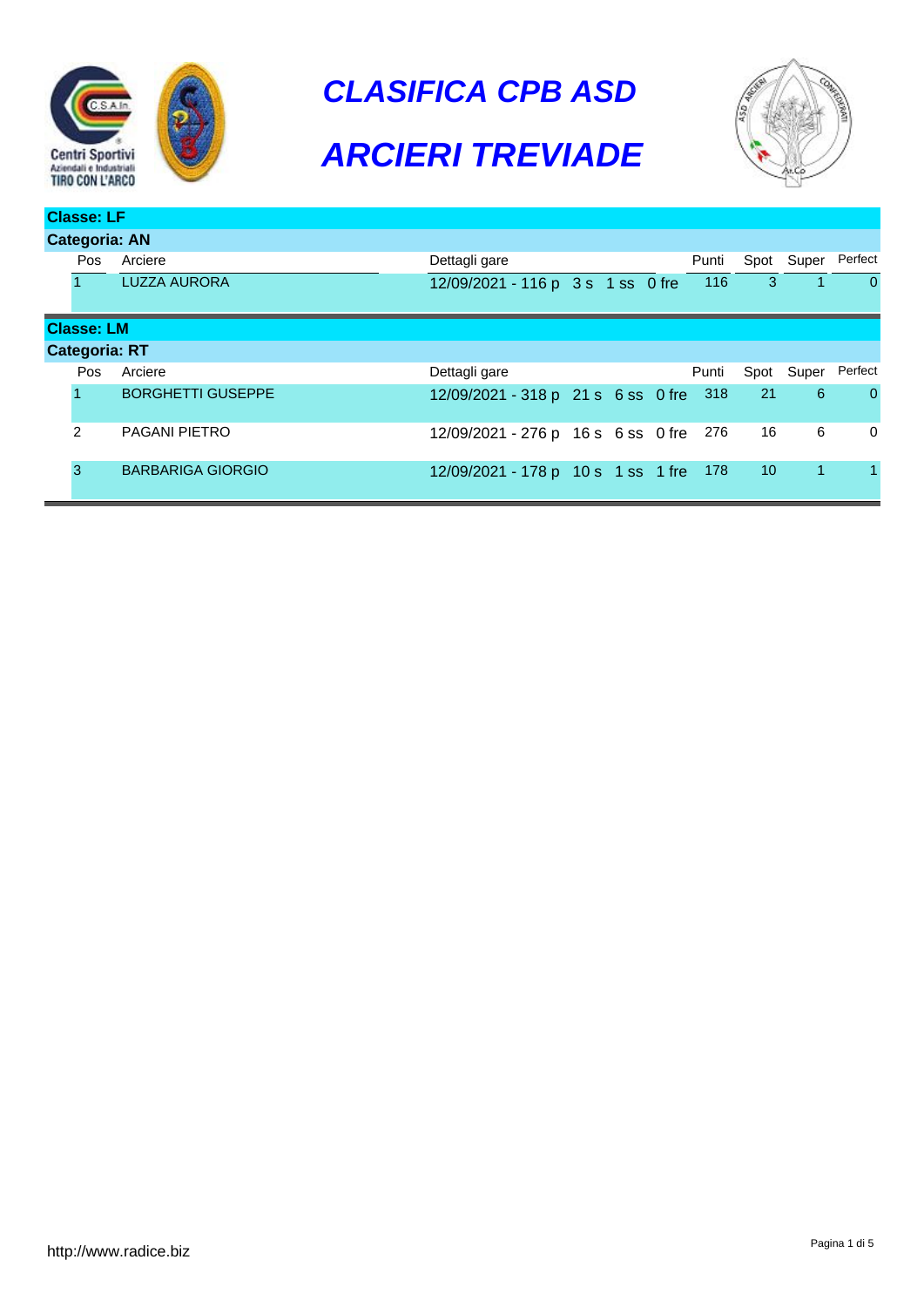# CLASIFICA CPB ASD

# ARCIERI TREVIADE

Centri Sportivi Aziendali e Industriali TIRO CON L'ARCO

**Classe: LF**

**Categoria: AN**

| Pos | Arciere | Dettagli gare | Punti | Spot | Super | Perfect |
|---|---|---|---|---|---|---|
| 1 | LUZZA AURORA | 12/09/2021 - 116 p 3 s 1 ss 0 fre | 116 | 3 | 1 | 0 |

**Classe: LM**

**Categoria: RT**

| Pos | Arciere | Dettagli gare | Punti | Spot | Super | Perfect |
|---|---|---|---|---|---|---|
| 1 | BORGHETTI GUSEPPE | 12/09/2021 - 318 p 21 s 6 ss 0 fre | 318 | 21 | 6 | 0 |
| 2 | PAGANI PIETRO | 12/09/2021 - 276 p 16 s 6 ss 0 fre | 276 | 16 | 6 | 0 |
| 3 | BARBARIGA GIORGIO | 12/09/2021 - 178 p 10 s 1 ss 1 fre | 178 | 10 | 1 | 1 |

http://www.radice.biz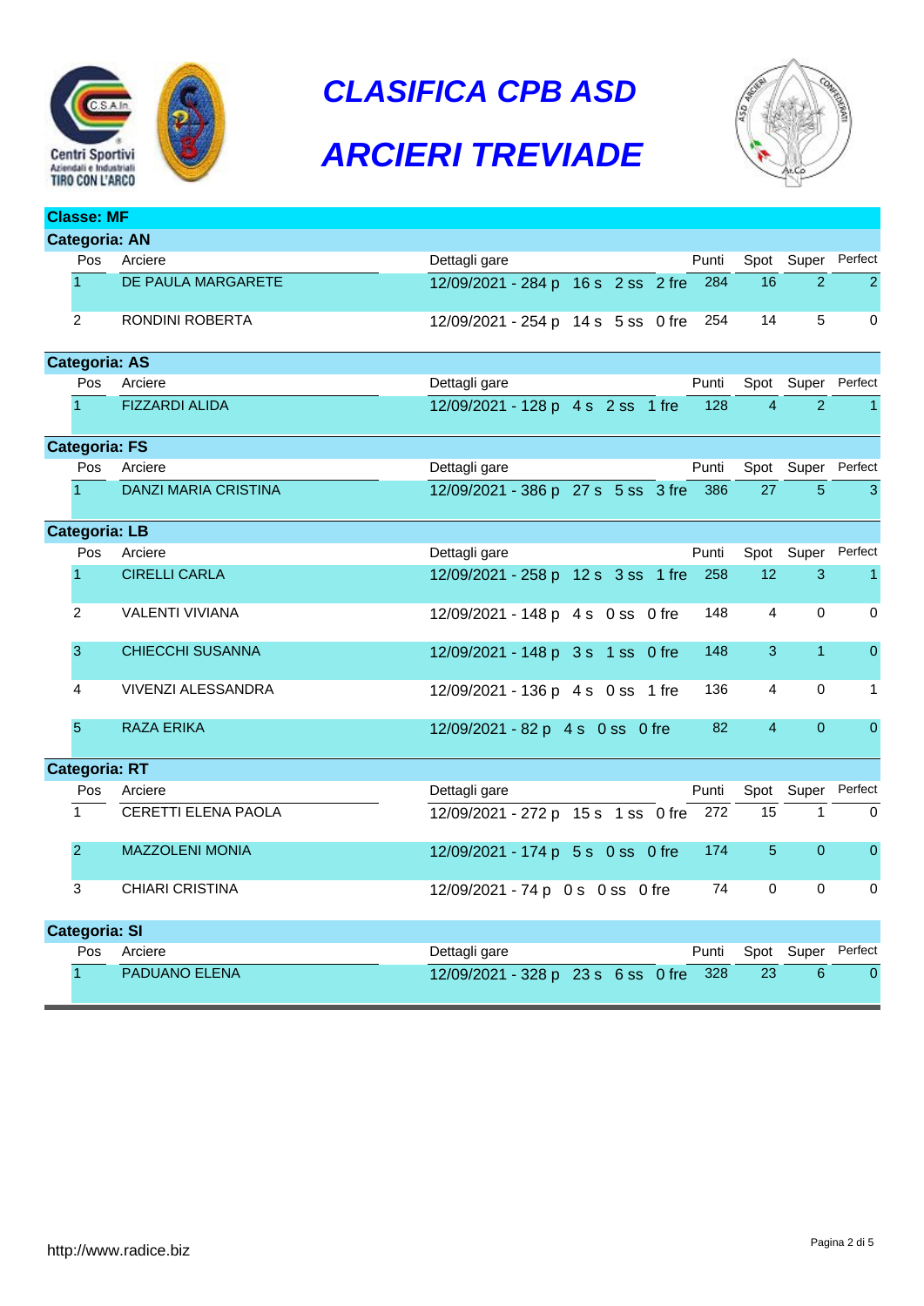# CLASIFICA CPB ASD

# ARCIERI TREVIADE

## Classe: MF

### Categoria: AN

| Pos | Arciere | Dettagli gare | Punti | Spot | Super | Perfect |
|---|---|---|---|---|---|---|
| 1 | DE PAULA MARGARETE | 12/09/2021 - 284 p 16 s 2 ss 2 fre | 284 | 16 | 2 | 2 |
| 2 | RONDINI ROBERTA | 12/09/2021 - 254 p 14 s 5 ss 0 fre | 254 | 14 | 5 | 0 |

### Categoria: AS

| Pos | Arciere | Dettagli gare | Punti | Spot | Super | Perfect |
|---|---|---|---|---|---|---|
| 1 | FIZZARDI ALIDA | 12/09/2021 - 128 p 4 s 2 ss 1 fre | 128 | 4 | 2 | 1 |

### Categoria: FS

| Pos | Arciere | Dettagli gare | Punti | Spot | Super | Perfect |
|---|---|---|---|---|---|---|
| 1 | DANZI MARIA CRISTINA | 12/09/2021 - 386 p 27 s 5 ss 3 fre | 386 | 27 | 5 | 3 |

### Categoria: LB

| Pos | Arciere | Dettagli gare | Punti | Spot | Super | Perfect |
|---|---|---|---|---|---|---|
| 1 | CIRELLI CARLA | 12/09/2021 - 258 p 12 s 3 ss 1 fre | 258 | 12 | 3 | 1 |
| 2 | VALENTI VIVIANA | 12/09/2021 - 148 p 4 s 0 ss 0 fre | 148 | 4 | 0 | 0 |
| 3 | CHIECCHI SUSANNA | 12/09/2021 - 148 p 3 s 1 ss 0 fre | 148 | 3 | 1 | 0 |
| 4 | VIVENZI ALESSANDRA | 12/09/2021 - 136 p 4 s 0 ss 1 fre | 136 | 4 | 0 | 1 |
| 5 | RAZA ERIKA | 12/09/2021 - 82 p 4 s 0 ss 0 fre | 82 | 4 | 0 | 0 |

### Categoria: RT

| Pos | Arciere | Dettagli gare | Punti | Spot | Super | Perfect |
|---|---|---|---|---|---|---|
| 1 | CERETTI ELENA PAOLA | 12/09/2021 - 272 p 15 s 1 ss 0 fre | 272 | 15 | 1 | 0 |
| 2 | MAZZOLENI MONIA | 12/09/2021 - 174 p 5 s 0 ss 0 fre | 174 | 5 | 0 | 0 |
| 3 | CHIARI CRISTINA | 12/09/2021 - 74 p 0 s 0 ss 0 fre | 74 | 0 | 0 | 0 |

### Categoria: SI

| Pos | Arciere | Dettagli gare | Punti | Spot | Super | Perfect |
|---|---|---|---|---|---|---|
| 1 | PADUANO ELENA | 12/09/2021 - 328 p 23 s 6 ss 0 fre | 328 | 23 | 6 | 0 |

http://www.radice.biz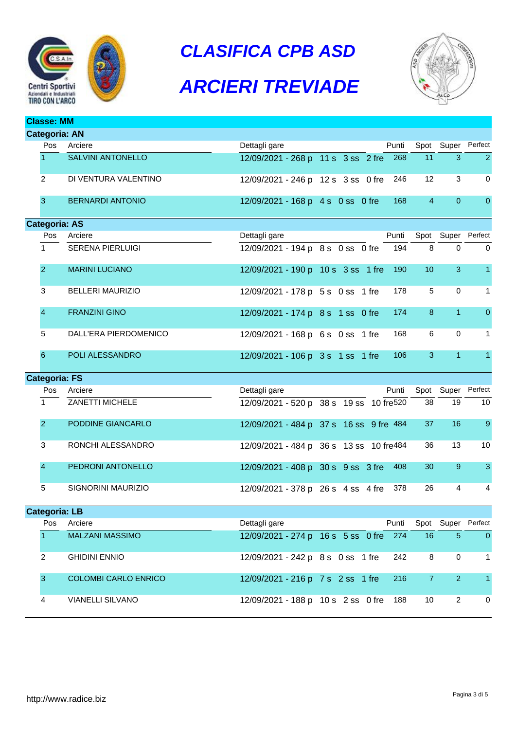# CLASIFICA CPB ASD

# ARCIERI TREVIADE

## Classe: MM

### Categoria: AN

| Pos | Arciere | Dettagli gare | Punti | Spot | Super | Perfect |
|---|---|---|---|---|---|---|
| 1 | SALVINI ANTONELLO | 12/09/2021 - 268 p 11 s 3 ss 2 fre | 268 | 11 | 3 | 2 |
| 2 | DI VENTURA VALENTINO | 12/09/2021 - 246 p 12 s 3 ss 0 fre | 246 | 12 | 3 | 0 |
| 3 | BERNARDI ANTONIO | 12/09/2021 - 168 p 4 s 0 ss 0 fre | 168 | 4 | 0 | 0 |

### Categoria: AS

| Pos | Arciere | Dettagli gare | Punti | Spot | Super | Perfect |
|---|---|---|---|---|---|---|
| 1 | SERENA PIERLUIGI | 12/09/2021 - 194 p 8 s 0 ss 0 fre | 194 | 8 | 0 | 0 |
| 2 | MARINI LUCIANO | 12/09/2021 - 190 p 10 s 3 ss 1 fre | 190 | 10 | 3 | 1 |
| 3 | BELLERI MAURIZIO | 12/09/2021 - 178 p 5 s 0 ss 1 fre | 178 | 5 | 0 | 1 |
| 4 | FRANZINI GINO | 12/09/2021 - 174 p 8 s 1 ss 0 fre | 174 | 8 | 1 | 0 |
| 5 | DALL'ERA PIERDOMENICO | 12/09/2021 - 168 p 6 s 0 ss 1 fre | 168 | 6 | 0 | 1 |
| 6 | POLI ALESSANDRO | 12/09/2021 - 106 p 3 s 1 ss 1 fre | 106 | 3 | 1 | 1 |

### Categoria: FS

| Pos | Arciere | Dettagli gare | Punti | Spot | Super | Perfect |
|---|---|---|---|---|---|---|
| 1 | ZANETTI MICHELE | 12/09/2021 - 520 p 38 s 19 ss 10 fre | 520 | 38 | 19 | 10 |
| 2 | PODDINE GIANCARLO | 12/09/2021 - 484 p 37 s 16 ss 9 fre | 484 | 37 | 16 | 9 |
| 3 | RONCHI ALESSANDRO | 12/09/2021 - 484 p 36 s 13 ss 10 fre | 484 | 36 | 13 | 10 |
| 4 | PEDRONI ANTONELLO | 12/09/2021 - 408 p 30 s 9 ss 3 fre | 408 | 30 | 9 | 3 |
| 5 | SIGNORINI MAURIZIO | 12/09/2021 - 378 p 26 s 4 ss 4 fre | 378 | 26 | 4 | 4 |

### Categoria: LB

| Pos | Arciere | Dettagli gare | Punti | Spot | Super | Perfect |
|---|---|---|---|---|---|---|
| 1 | MALZANI MASSIMO | 12/09/2021 - 274 p 16 s 5 ss 0 fre | 274 | 16 | 5 | 0 |
| 2 | GHIDINI ENNIO | 12/09/2021 - 242 p 8 s 0 ss 1 fre | 242 | 8 | 0 | 1 |
| 3 | COLOMBI CARLO ENRICO | 12/09/2021 - 216 p 7 s 2 ss 1 fre | 216 | 7 | 2 | 1 |
| 4 | VIANELLI SILVANO | 12/09/2021 - 188 p 10 s 2 ss 0 fre | 188 | 10 | 2 | 0 |

http://www.radice.biz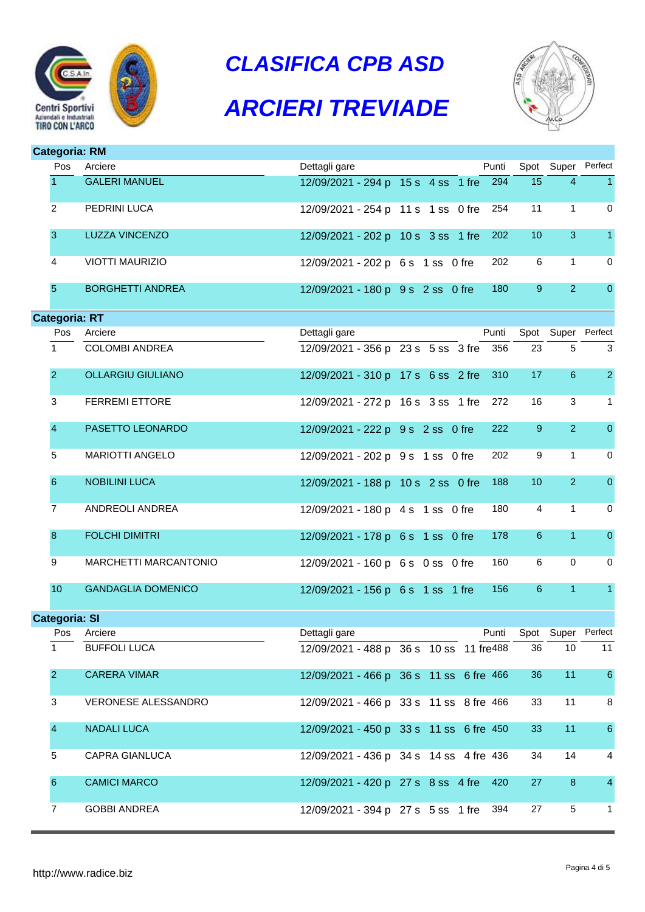# CLASIFICA CPB ASD

# ARCIERI TREVIADE

**Categoria: RM**

| Pos | Arciere | Dettagli gare | Punti | Spot | Super | Perfect |
|---|---|---|---|---|---|---|
| 1 | GALERI MANUEL | 12/09/2021 - 294 p 15 s 4 ss 1 fre | 294 | 15 | 4 | 1 |
| 2 | PEDRINI LUCA | 12/09/2021 - 254 p 11 s 1 ss 0 fre | 254 | 11 | 1 | 0 |
| 3 | LUZZA VINCENZO | 12/09/2021 - 202 p 10 s 3 ss 1 fre | 202 | 10 | 3 | 1 |
| 4 | VIOTTI MAURIZIO | 12/09/2021 - 202 p 6 s 1 ss 0 fre | 202 | 6 | 1 | 0 |
| 5 | BORGHETTI ANDREA | 12/09/2021 - 180 p 9 s 2 ss 0 fre | 180 | 9 | 2 | 0 |

**Categoria: RT**

| Pos | Arciere | Dettagli gare | Punti | Spot | Super | Perfect |
|---|---|---|---|---|---|---|
| 1 | COLOMBI ANDREA | 12/09/2021 - 356 p 23 s 5 ss 3 fre | 356 | 23 | 5 | 3 |
| 2 | OLLARGIU GIULIANO | 12/09/2021 - 310 p 17 s 6 ss 2 fre | 310 | 17 | 6 | 2 |
| 3 | FERREMI ETTORE | 12/09/2021 - 272 p 16 s 3 ss 1 fre | 272 | 16 | 3 | 1 |
| 4 | PASETTO LEONARDO | 12/09/2021 - 222 p 9 s 2 ss 0 fre | 222 | 9 | 2 | 0 |
| 5 | MARIOTTI ANGELO | 12/09/2021 - 202 p 9 s 1 ss 0 fre | 202 | 9 | 1 | 0 |
| 6 | NOBILINI LUCA | 12/09/2021 - 188 p 10 s 2 ss 0 fre | 188 | 10 | 2 | 0 |
| 7 | ANDREOLI ANDREA | 12/09/2021 - 180 p 4 s 1 ss 0 fre | 180 | 4 | 1 | 0 |
| 8 | FOLCHI DIMITRI | 12/09/2021 - 178 p 6 s 1 ss 0 fre | 178 | 6 | 1 | 0 |
| 9 | MARCHETTI MARCANTONIO | 12/09/2021 - 160 p 6 s 0 ss 0 fre | 160 | 6 | 0 | 0 |
| 10 | GANDAGLIA DOMENICO | 12/09/2021 - 156 p 6 s 1 ss 1 fre | 156 | 6 | 1 | 1 |

**Categoria: SI**

| Pos | Arciere | Dettagli gare | Punti | Spot | Super | Perfect |
|---|---|---|---|---|---|---|
| 1 | BUFFOLI LUCA | 12/09/2021 - 488 p 36 s 10 ss 11 fre | 488 | 36 | 10 | 11 |
| 2 | CARERA VIMAR | 12/09/2021 - 466 p 36 s 11 ss 6 fre | 466 | 36 | 11 | 6 |
| 3 | VERONESE ALESSANDRO | 12/09/2021 - 466 p 33 s 11 ss 8 fre | 466 | 33 | 11 | 8 |
| 4 | NADALI LUCA | 12/09/2021 - 450 p 33 s 11 ss 6 fre | 450 | 33 | 11 | 6 |
| 5 | CAPRA GIANLUCA | 12/09/2021 - 436 p 34 s 14 ss 4 fre | 436 | 34 | 14 | 4 |
| 6 | CAMICI MARCO | 12/09/2021 - 420 p 27 s 8 ss 4 fre | 420 | 27 | 8 | 4 |
| 7 | GOBBI ANDREA | 12/09/2021 - 394 p 27 s 5 ss 1 fre | 394 | 27 | 5 | 1 |

http://www.radice.biz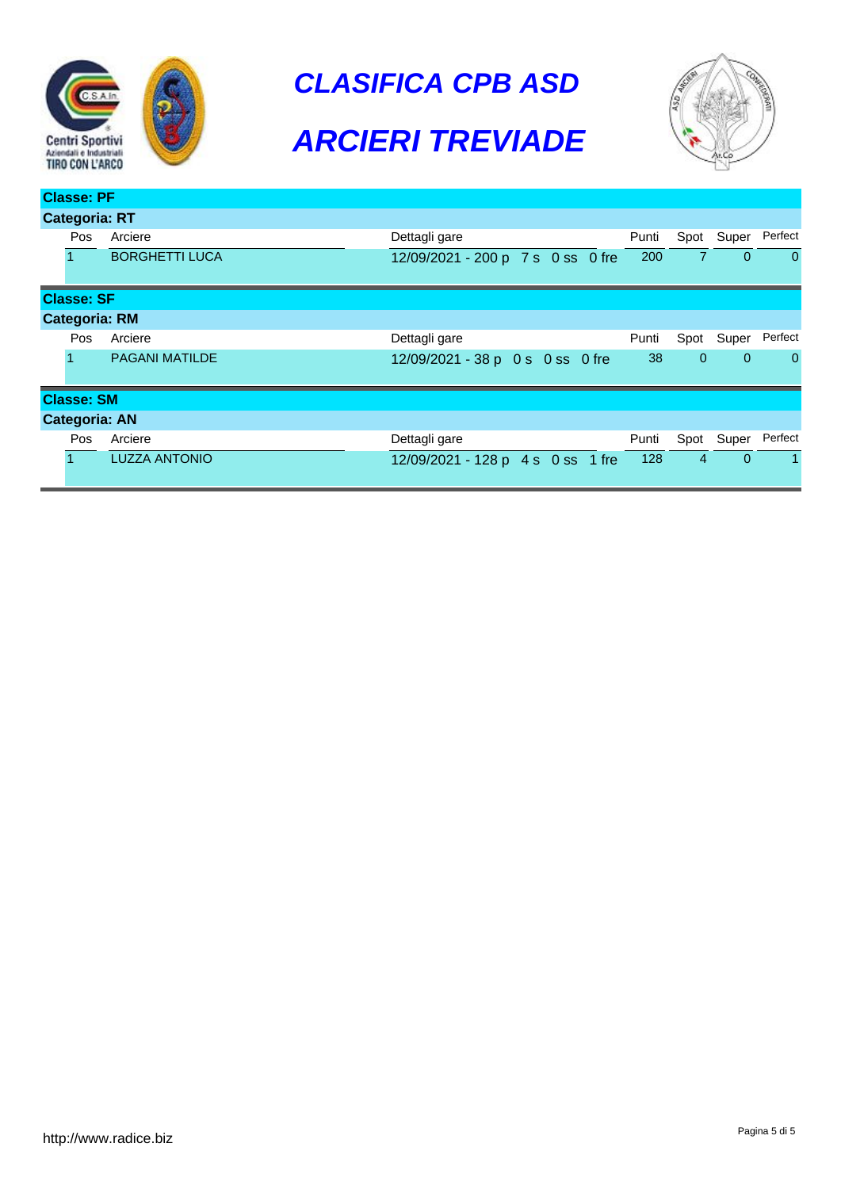# CLASIFICA CPB ASD

# ARCIERI TREVIADE

## Classe: PF

### Categoria: RT

| Pos | Arciere | Dettagli gare | Punti | Spot | Super | Perfect |
|---|---|---|---|---|---|---|
| 1 | BORGHETTI LUCA | 12/09/2021 - 200 p 7 s 0 ss 0 fre | 200 | 7 | 0 | 0 |

## Classe: SF

### Categoria: RM

| Pos | Arciere | Dettagli gare | Punti | Spot | Super | Perfect |
|---|---|---|---|---|---|---|
| 1 | PAGANI MATILDE | 12/09/2021 - 38 p 0 s 0 ss 0 fre | 38 | 0 | 0 | 0 |

## Classe: SM

### Categoria: AN

| Pos | Arciere | Dettagli gare | Punti | Spot | Super | Perfect |
|---|---|---|---|---|---|---|
| 1 | LUZZA ANTONIO | 12/09/2021 - 128 p 4 s 0 ss 1 fre | 128 | 4 | 0 | 1 |

http://www.radice.biz